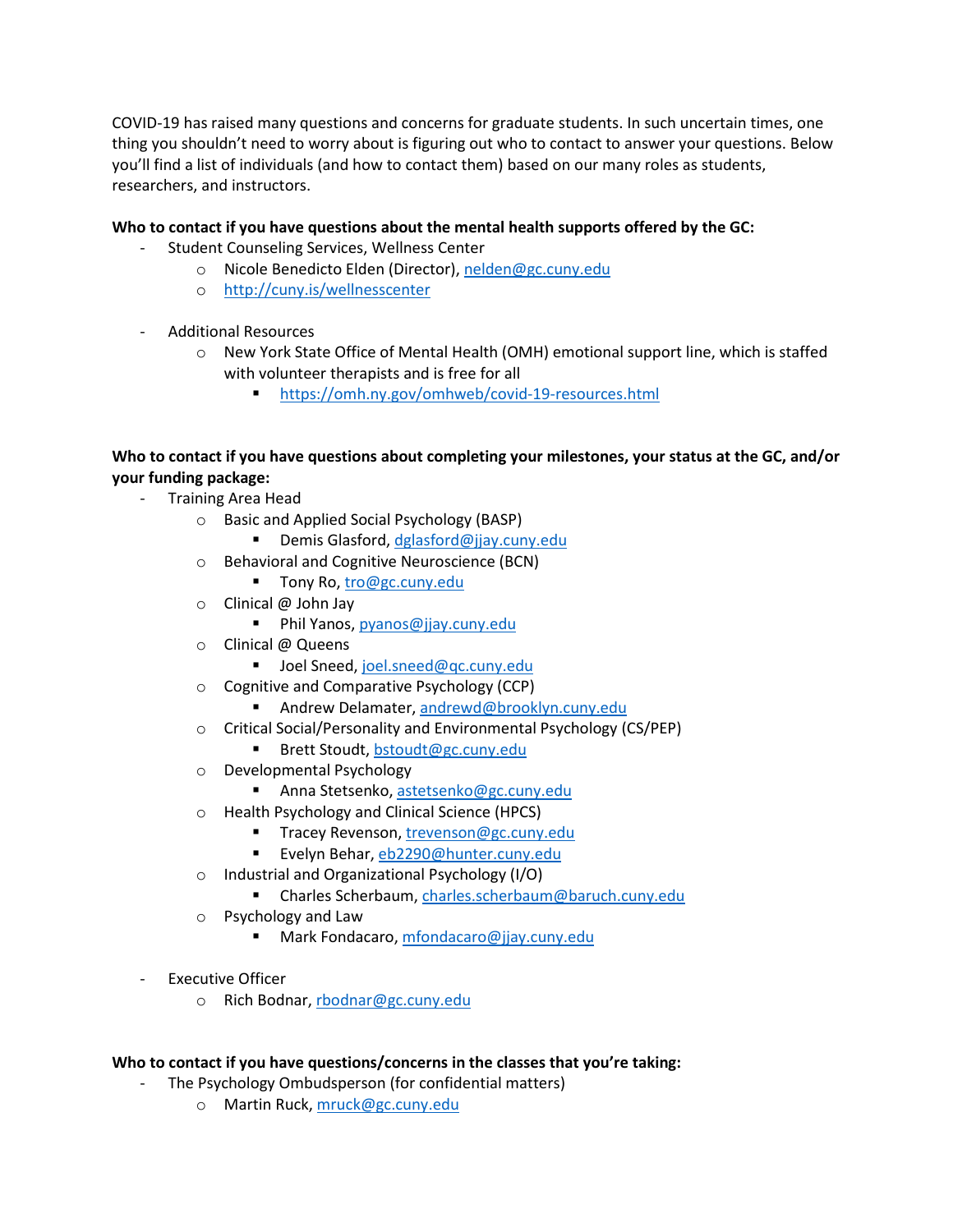COVID-19 has raised many questions and concerns for graduate students. In such uncertain times, one thing you shouldn't need to worry about is figuring out who to contact to answer your questions. Below you'll find a list of individuals (and how to contact them) based on our many roles as students, researchers, and instructors.

**Who to contact if you have questions about the mental health supports offered by the GC:**

- Student Counseling Services, Wellness Center
  - Nicole Benedicto Elden (Director), nelden@gc.cuny.edu
  - http://cuny.is/wellnesscenter

- Additional Resources
  - New York State Office of Mental Health (OMH) emotional support line, which is staffed with volunteer therapists and is free for all
    - https://omh.ny.gov/omhweb/covid-19-resources.html

**Who to contact if you have questions about completing your milestones, your status at the GC, and/or your funding package:**

- Training Area Head
  - Basic and Applied Social Psychology (BASP)
    - Demis Glasford, dglasford@jjay.cuny.edu
  - Behavioral and Cognitive Neuroscience (BCN)
    - Tony Ro, tro@gc.cuny.edu
  - Clinical @ John Jay
    - Phil Yanos, pyanos@jjay.cuny.edu
  - Clinical @ Queens
    - Joel Sneed, joel.sneed@qc.cuny.edu
  - Cognitive and Comparative Psychology (CCP)
    - Andrew Delamater, andrewd@brooklyn.cuny.edu
  - Critical Social/Personality and Environmental Psychology (CS/PEP)
    - Brett Stoudt, bstoudt@gc.cuny.edu
  - Developmental Psychology
    - Anna Stetsenko, astetsenko@gc.cuny.edu
  - Health Psychology and Clinical Science (HPCS)
    - Tracey Revenson, trevenson@gc.cuny.edu
    - Evelyn Behar, eb2290@hunter.cuny.edu
  - Industrial and Organizational Psychology (I/O)
    - Charles Scherbaum, charles.scherbaum@baruch.cuny.edu
  - Psychology and Law
    - Mark Fondacaro, mfondacaro@jjay.cuny.edu

- Executive Officer
  - Rich Bodnar, rbodnar@gc.cuny.edu

**Who to contact if you have questions/concerns in the classes that you're taking:**

- The Psychology Ombudsperson (for confidential matters)
  - Martin Ruck, mruck@gc.cuny.edu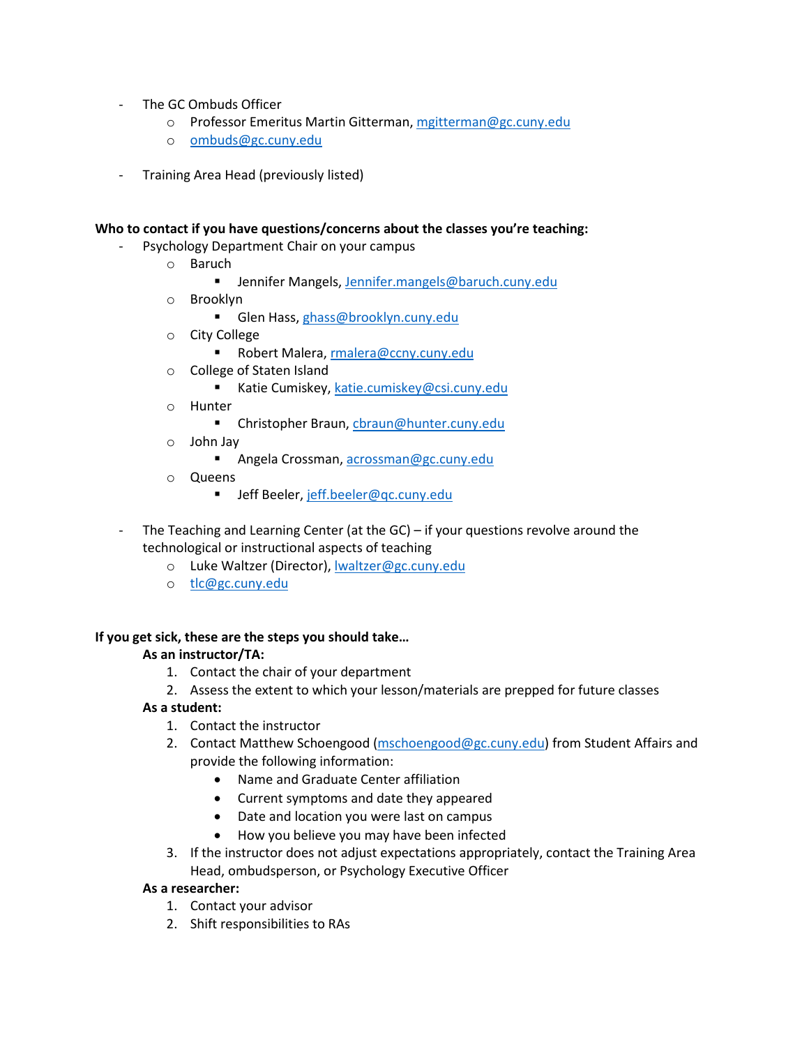- The GC Ombuds Officer
  - Professor Emeritus Martin Gitterman, mgitterman@gc.cuny.edu
  - ombuds@gc.cuny.edu

- Training Area Head (previously listed)

**Who to contact if you have questions/concerns about the classes you're teaching:**

- Psychology Department Chair on your campus
  - Baruch
    - Jennifer Mangels, Jennifer.mangels@baruch.cuny.edu
  - Brooklyn
    - Glen Hass, ghass@brooklyn.cuny.edu
  - City College
    - Robert Malera, rmalera@ccny.cuny.edu
  - College of Staten Island
    - Katie Cumiskey, katie.cumiskey@csi.cuny.edu
  - Hunter
    - Christopher Braun, cbraun@hunter.cuny.edu
  - John Jay
    - Angela Crossman, acrossman@gc.cuny.edu
  - Queens
    - Jeff Beeler, jeff.beeler@qc.cuny.edu

- The Teaching and Learning Center (at the GC) – if your questions revolve around the technological or instructional aspects of teaching
  - Luke Waltzer (Director), lwaltzer@gc.cuny.edu
  - tlc@gc.cuny.edu

**If you get sick, these are the steps you should take…**

**As an instructor/TA:**

1. Contact the chair of your department
2. Assess the extent to which your lesson/materials are prepped for future classes

**As a student:**

1. Contact the instructor
2. Contact Matthew Schoengood (mschoengood@gc.cuny.edu) from Student Affairs and provide the following information:
   - Name and Graduate Center affiliation
   - Current symptoms and date they appeared
   - Date and location you were last on campus
   - How you believe you may have been infected
3. If the instructor does not adjust expectations appropriately, contact the Training Area Head, ombudsperson, or Psychology Executive Officer

**As a researcher:**

1. Contact your advisor
2. Shift responsibilities to RAs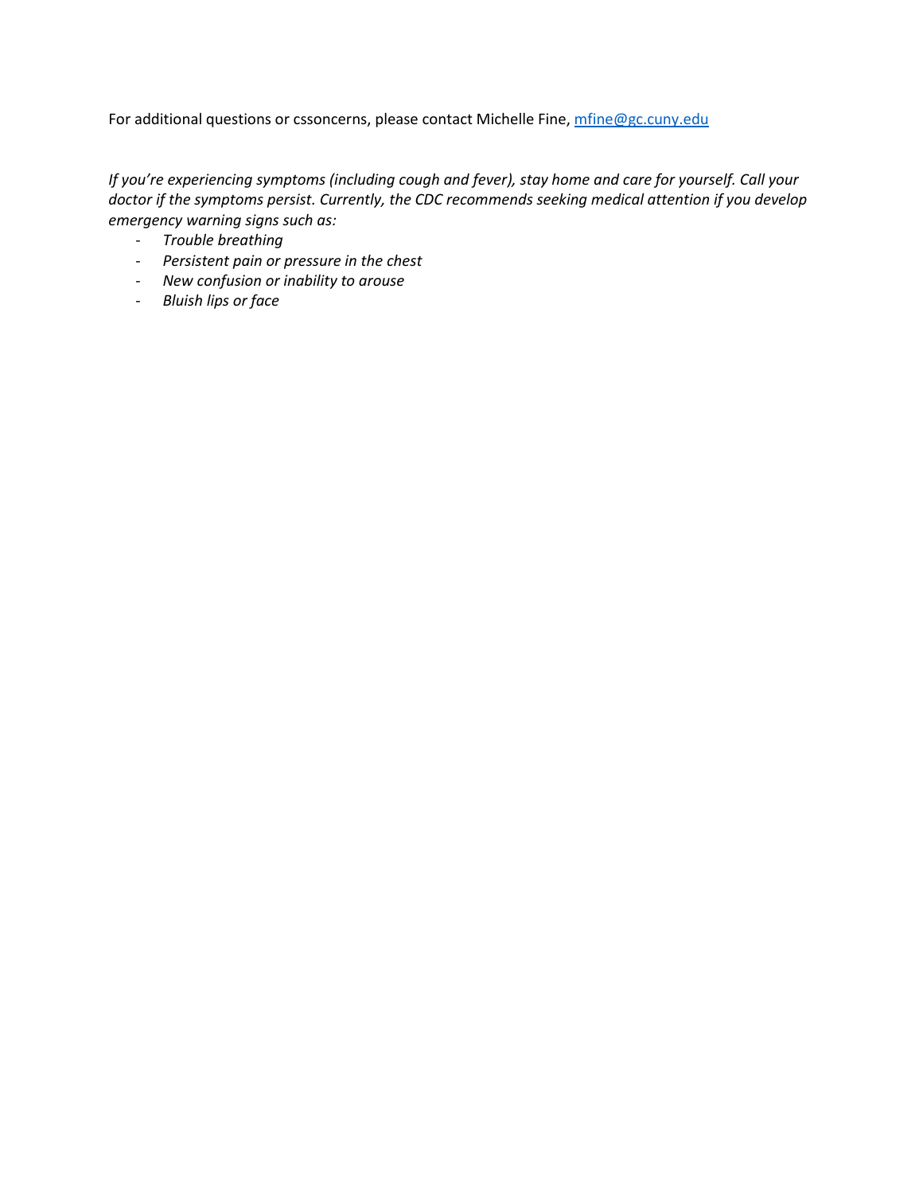For additional questions or cssoncerns, please contact Michelle Fine, [mfine@gc.cuny.edu](mailto:mfine@gc.cuny.edu)

*If you're experiencing symptoms (including cough and fever), stay home and care for yourself. Call your doctor if the symptoms persist. Currently, the CDC recommends seeking medical attention if you develop emergency warning signs such as:*

- *Trouble breathing*
- *Persistent pain or pressure in the chest*
- *New confusion or inability to arouse*
- *Bluish lips or face*